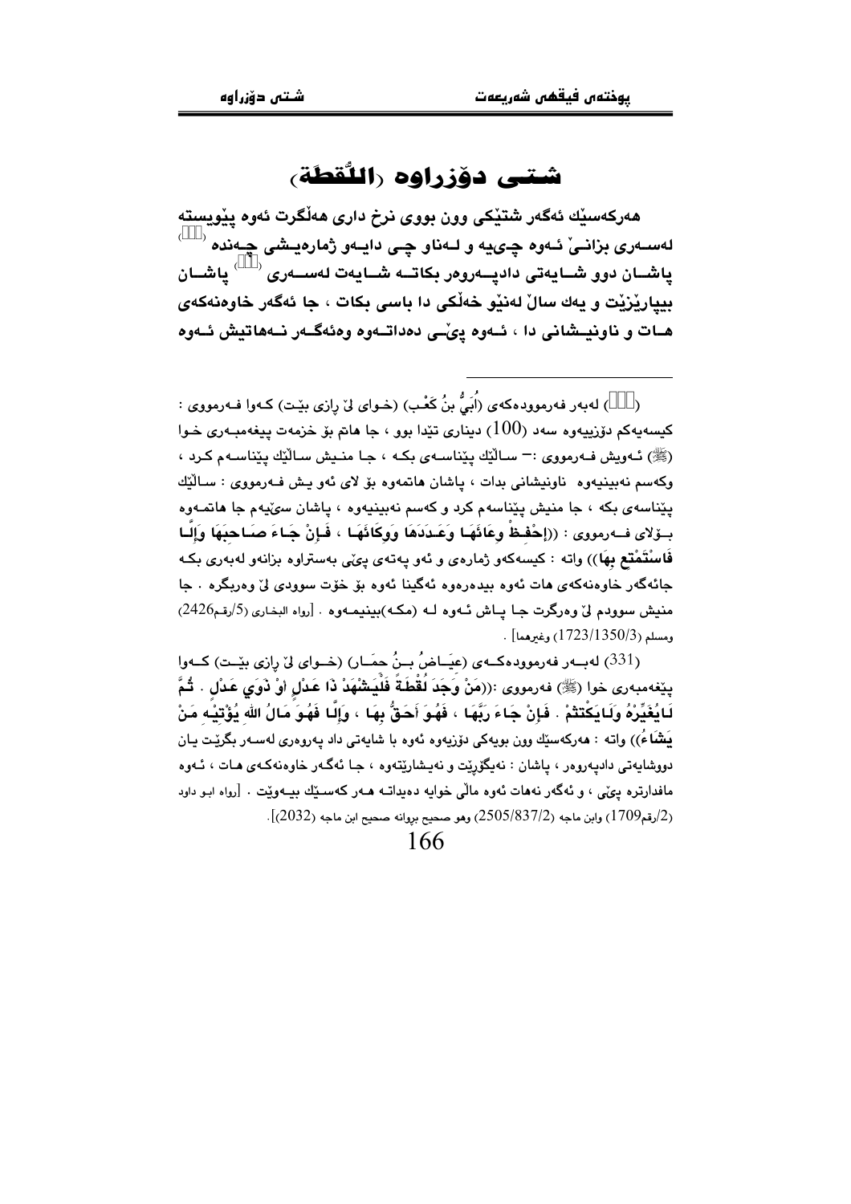# شتی دۆزراوه (اللُّقطَة)

**هەرکەسێك ئەگەر شتێکی وون بووی نرخ داری هەڵگرت ئەوە پێویستە لەسەری بزانێ ئەوە چییە و لەناو چی دایەو ژمارەیشی چەندە [330] پاشان دوو شایەتی دادپەروەر بکاتە شایەت لەسەری [331] پاشان بیپارێزێت و یەك ساڵ لەنێو خەڵکی دا باسی بکات ، جا ئەگەر خاوەنەکەی هات و ناونیشانی دا ، ئەوە پێی دەداتەوە وەئەگەر نەهاتیش ئەوە**

---

([330]) لەبەر فەرموودەکەی (أُبَيُّ بنُ كَعْب) (خوای لێ ڕازی بێت) کەوا فەرمووی : کیسەیەکم دۆزییەوە سەد (100) دیناری تێدا بوو ، جا هاتم بۆ خزمەت پێغەمبەری خوا (ﷺ) ئەویش فەرمووی :– ساڵێك پێناسەی بکە ، جا منیش ساڵێك پێناسەم کرد ، وکەسم نەبینیەوە ناونیشانی بدات ، پاشان هاتمەوە بۆ لای ئەو یش فەرمووی : ساڵێك پێناسەی بکە ، جا منیش پێناسەم کرد و کەسم نەبینیەوە ، پاشان سێیەم جا هاتمەوە بۆلای فەرمووی : **((إحْفَظْ وِعَائَهَا وعَدَدَهَا وَوِكَائَهَا ، فَإِنْ جَاءَ صَاحِبُهَا وَإِلَّا فَاسْتَمْتِعْ بِهَا))** واتە : کیسەکەو ژمارەی و ئەو پەتەی پێی بەستراوە بزانەو لەبەری بکە جائەگەر خاوەنەکەی هات ئەوە بیدەرەوە ئەگینا ئەوە بۆ خۆت سوودی لێ وەربگرە . جا منیش سوودم لێ وەرگرت جا پاش ئەوە لە (مکە)بینیمەوە . [رواه البخاري (5/رقم2426) ومسلم (1723/1350/3) وغيرهما] .

(331) لەبەر فەرموودەکەی (عِيَاضُ بنُ حِمَار) (خوای لێ ڕازی بێت) کەوا پێغەمبەری خوا (ﷺ) فەرمووی :**((مَنْ وَجَدَ لُقْطَةً فَلْيَشْهَدْ ذَا عَدْلٍ أوْ ذَوَي عَدْلٍ . ثُمَّ لَايُغَيِّرْهُ وَلَايَكْتُمْ . فَإِنْ جَاءَ رَبُّهَا ، فَهُوَ أَحَقُّ بِهَا ، وَإِلَّا فَهُوَ مَالُ الله يُؤْتِيْهِ مَنْ يَشَاءُ))** واتە : هەرکەسێك وون بویەکی دۆزیەوە ئەوە با شایەتی داد پەروەری لەسەر بگرێت یان دووشایەتی دادپەروەر ، پاشان : نەیگۆرێت و نەیشارێتەوە ، جا ئەگەر خاوەنەکەی هات ، ئەوە مافدارترە پێی ، و ئەگەر نەهات ئەوە ماڵی خوایە دەیداتە هەر کەسێك بیەوێت . [رواه ابو داود (2/رقم1709) وابن ماجه (2505/837/2) وهو صحيح بروانە صحيح ابن ماجه (2032)].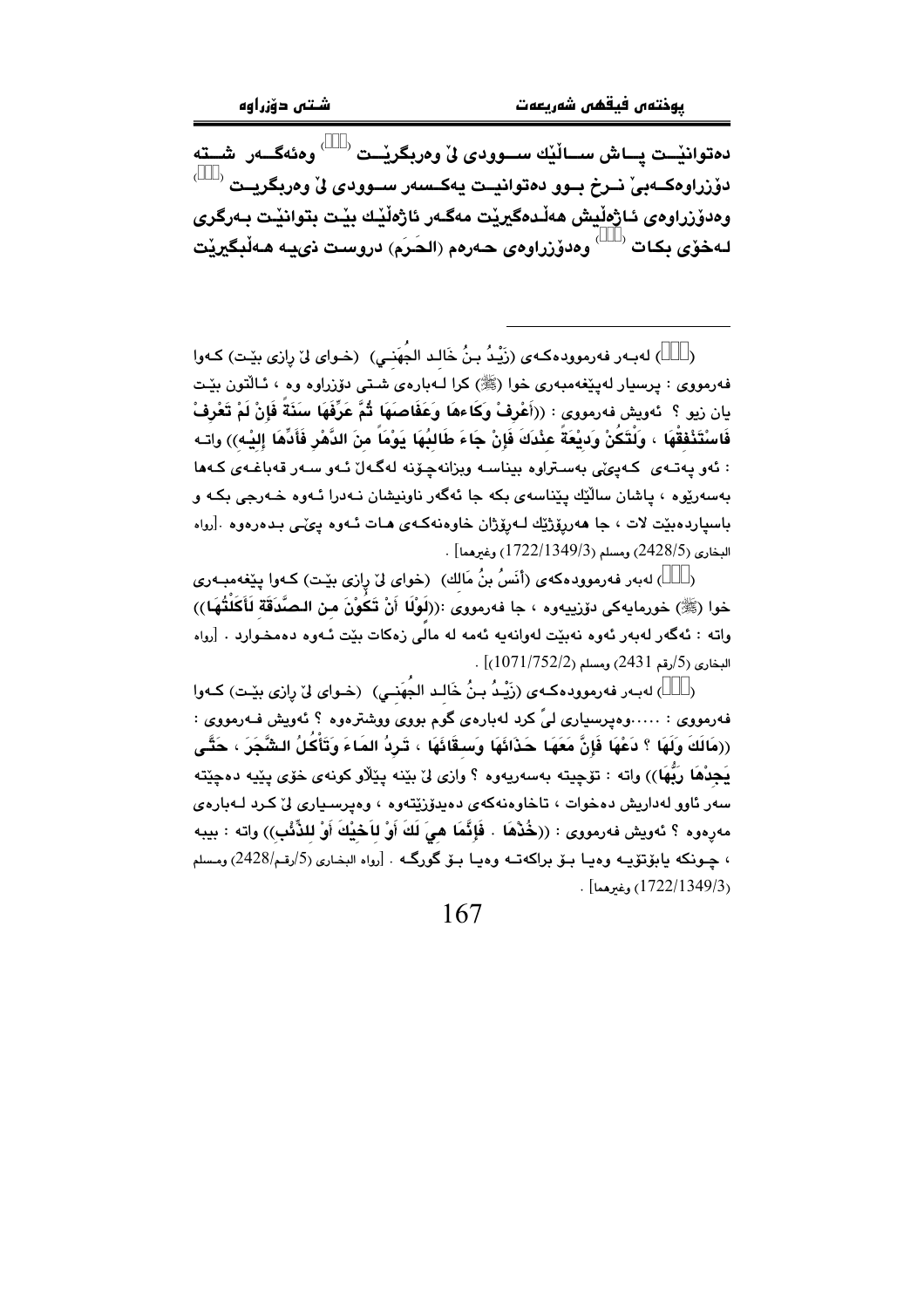دەتوانێــت پــاش ســاڵێك ســوودی لێ وەربگرێــت ([]) وەئەگــەر شــتە دۆزراوەکــەبێ نــرخ بــوو دەتوانیــت یەکــسەر ســوودی لێ وەربگریــت ([]) وەدۆززراوەی ئـاژەڵیش هەڵـدەگیرێت مەگـەر ئاژەڵێـك بێـت بتوانێـت بـەرگری لـەخۆی بکـات ([]) وەدۆزراوەی حـەرەم (الحَـرَم) دروسـت نىیـە هـەڵبگیرێت

---

([]) لەبـەر فەرموودەکـەی (زَيْـدُ بـنُ خَالِـد الجُهَنِـي) (خـوای لێ ڕازی بێـت) کـەوا فەرمووی : پرسیار لەپێغەمبەری خوا (ﷺ) کرا لـەبارەی شـتی دۆزراوە وە ، ئـاڵتون بێـت یان زیو ؟ ئەویش فەرمووی : ((أَعْرِفْ وِكَاءهَا وَعِفَاصَهَا ثُمَّ عَرِّفْهَا سَنَةً فَإِنْ لَمْ تَعْرِفْ فَاسْتَنْفِقْهَا ، وَلْتَكُنْ وَدِيْعَةً عِنْدَكَ فَإِنْ جَاءَ طَالِبُهَا يَوْمَاً مِنَ الدَّهْرِ فَأَدِّهَا إِلَيْهِ)) واتـە : ئەو پەتـەی کـەپێی بەسـتراوە بیناسـە وبزانەچـۆنە لەگـەڵ ئـەو سـەر قەباغـەی کـەها بەسەرێوە ، پاشان ساڵێك پێناسەی بکە جا ئەگەر ناونیشان نـەدرا ئـەوە خـەرجی بکـە و باسپاردەبێت لات ، جا هەرڕۆژێك لـەڕۆژان خاوەنەکـەی هـات ئـەوە پێـی بـدەرەوە .[رواه البخاري (2428/5) ومسلم (1722/1349/3) وغيرهما] .

([]) لەبەر فەرموودەکەی (أَنَسُ بنُ مَالك) (خوای لێ ڕازی بێت) کـەوا پێغەمبـەری خوا (ﷺ) خورمایەکی دۆزییەوە ، جا فەرمووی :((لَوْلَا أَنْ تَكُوْنَ مِن الـصَّدَقَةِ لَأَكَلْتُهَا)) واتە : ئەگەر لەبەر ئەوە نەبێت لەوانەیە ئەمە لە ماڵی زەکات بێت ئـەوە دەمخـوارد . [رواه البخاري (5/رقم 2431) ومسلم (1071/752/2)] .

([]) لەبـەر فەرموودەکـەی (زَيْـدُ بـنُ خَالِـد الجُهَنِـي) (خـوای لێ ڕازی بێـت) کـەوا فەرمووی : .....وەپرسیاری لێ کرد لەبارەی گوم بووی ووشترەوە ؟ ئەویش فـەرمووی : ((مَالَكَ وَلَهَا ؟ دَعْهَا فَإِنَّ مَعَهَا حَذَائَهَا وَسِقَائَهَا ، تَرِدُ المَاءَ وَتَأْكُلُ الشَّجَرَ ، حَتَّى يَجِدْهَا رَبُّهَا)) واتە : تۆچیتە بەسەریەوە ؟ وازی لێ بێنە پێڵاو کونەی خۆی پێیە دەچێتە سەر ئاوو لەداریش دەخوات ، تاخاوەنەکەی دەیدۆزێتەوە ، وەپرسـیاری لێ کـرد لـەبارەی مەڕەوە ؟ ئەویش فەرمووی : ((خُذْهَا . فَإِنَّمَا هِيَ لَكَ أَوْ لِأَخِيْكَ أَوْ لِلذِّئْبِ)) واتە : بیبە ، چـونکە یابۆتۆیـە وەیـا بـۆ براکەتـە وەیـا بـۆ گورگـە . [رواه البخاري (5/رقم/2428) ومسلم (1722/1349/3) وغيرهما] .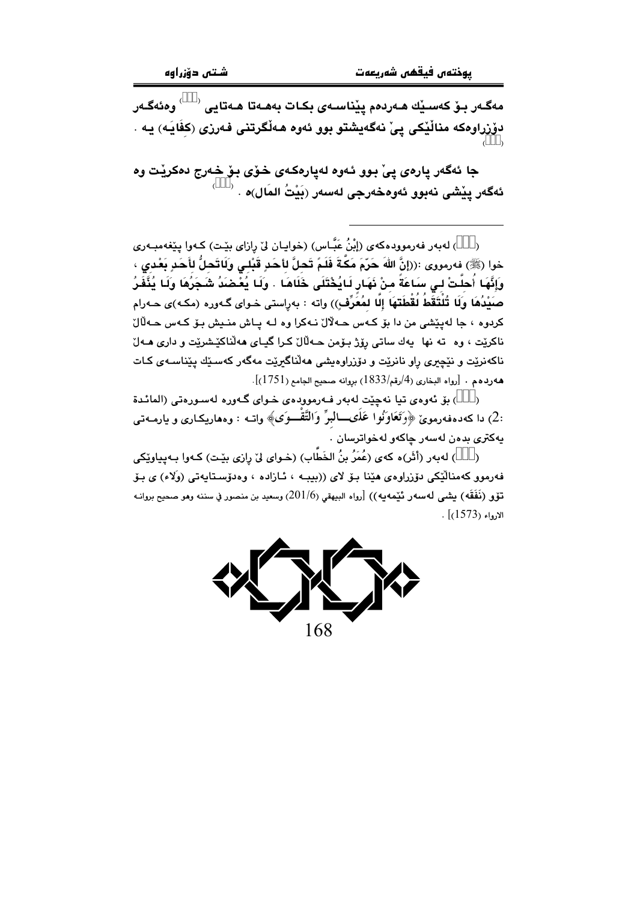مەگەر بۆ کەسێك هەردەم پێناسەی بکات بەهەتا هەتایی ([ ]) وەئەگەر دۆزراوەکە منداڵێکی پێ نەگەیشتو بوو ئەوە هەڵگرتنی فەرزی (کِفَایَە) یە . ([ ])

جا ئەگەر پارەی پێ بوو ئەوە لەپارەکەی خۆی بۆ خەرج دەکرێت وە ئەگەر پێشی نەبوو ئەوەخەرجی لەسەر (بَیْتُ المَال)ە . ([ ])

---

([ ]) لەبەر فەرموودەکەی (إِبْنُ عَبَّاس) (خوایان لێ ڕازای بێت) کەوا پێغەمبەری خوا (ﷺ) فەرمووی :((**إِنَّ اللهَ حَرَّمَ مَكَّةَ فَلَمْ تَحِلَّ لأَحَدٍ قَبْلِي وَلَاتَحِلُّ لأَحَدٍ بَعْدِي ، وَإِنَّهَا أُحِلَّتْ لِي سَاعَةً مِنْ نَهَارٍ لَايُخْتَلَى خَلَاهَا . وَلَا يُعْضَدُ شَجَرُهَا وَلَا يُنَفَّرُ صَيْدُهَا وَلَا تُلْتَقَطُ لُقْطَتهَا إِلَّا لِمُعَرِّفٍ**)) واتە : بەڕاستی خوای گەورە (مکە)ی حەرام کردوە ، جا لەپێشی من دا بۆ کەس حەڵاڵ نەکرا وە لە پاش منیش بۆ کەس حەڵاڵ ناکرێت ، وە تە نها یەك ساتی ڕۆژ بۆمن حەڵاڵ کرا گیای هەڵناکێشرێت و داری هەڵ ناکەنرێت و نێچیری ڕاو نانرێت و دۆزراوەیشی هەڵناگیرێت مەگەر کەسێك پێناسەی کات هەردەم . [رواه البخاري (4/رقم/1833) بروانە صحيح الجامع (1751)].

([ ]) بۆ ئەوەی تیا نەچێت لەبەر فەرموودەی خوای گەورە لەسورەتی (المائدة :2) دا کەدەفەرموێ ﴿وَتَعَاوَنُوا عَلَى الْبِرِّ وَالتَّقْوَى﴾ واتە : وەهاریکاری و یارمەتی یەکتری بدەن لەسەر چاکەو لەخواترسان .

([ ]) لەبەر (أَثَر)ە کەی (عُمَرُ بنُ الخَطَّاب) (خوای لێ ڕازی بێت) کەوا بەپیاوێکی فەرموو کەمناڵێکی دۆزراوەی هێنا بۆ لای ((بیبە ، ئازادە ، وەدۆستایەتی (وَلَاء) ی بۆ تۆو (نَفَقَه) یشی لەسەر ئێمەیە)) [رواه البيهقي (201/6) وسعيد بن منصور في سننه وهو صحيح بروانە الارواء (1573)] .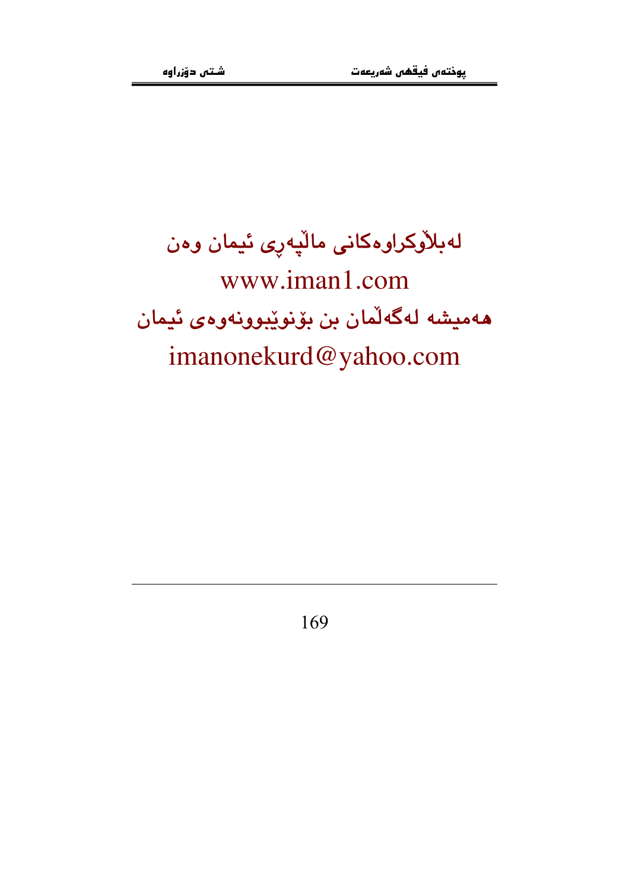لەبلاْوكراوەكانى مالْپەڕى ئيمان وەن

www.iman1.com

هەميشە لەگەڵمان بن بۆنوێبوونەوەى ئيمان

imanonekurd@yahoo.com